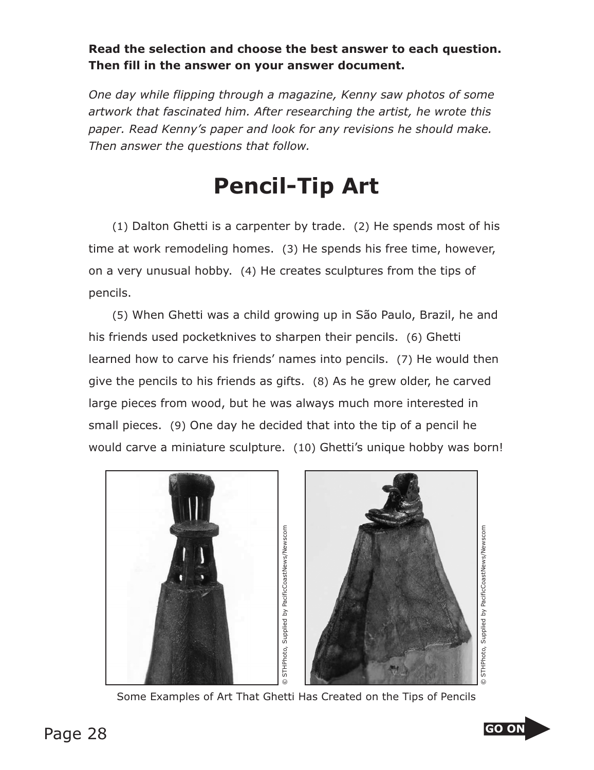**Read the selection and choose the best answer to each question. Then fill in the answer on your answer document.**

*One day while flipping through a magazine, Kenny saw photos of some artwork that fascinated him. After researching the artist, he wrote this paper. Read Kenny's paper and look for any revisions he should make. Then answer the questions that follow.*

# Pencil-Tip Art

(1) Dalton Ghetti is a carpenter by trade. (2) He spends most of his time at work remodeling homes. (3) He spends his free time, however, on a very unusual hobby. (4) He creates sculptures from the tips of pencils.

(5) When Ghetti was a child growing up in São Paulo, Brazil, he and his friends used pocketknives to sharpen their pencils. (6) Ghetti learned how to carve his friends' names into pencils. (7) He would then give the pencils to his friends as gifts. (8) As he grew older, he carved large pieces from wood, but he was always much more interested in small pieces. (9) One day he decided that into the tip of a pencil he would carve a miniature sculpture. (10) Ghetti's unique hobby was born!

© STHPhoto, Supplied by PacificCoastNews/Newscom

© STHPhoto, Supplied by PacificCoastNews/Newscom

Some Examples of Art That Ghetti Has Created on the Tips of Pencils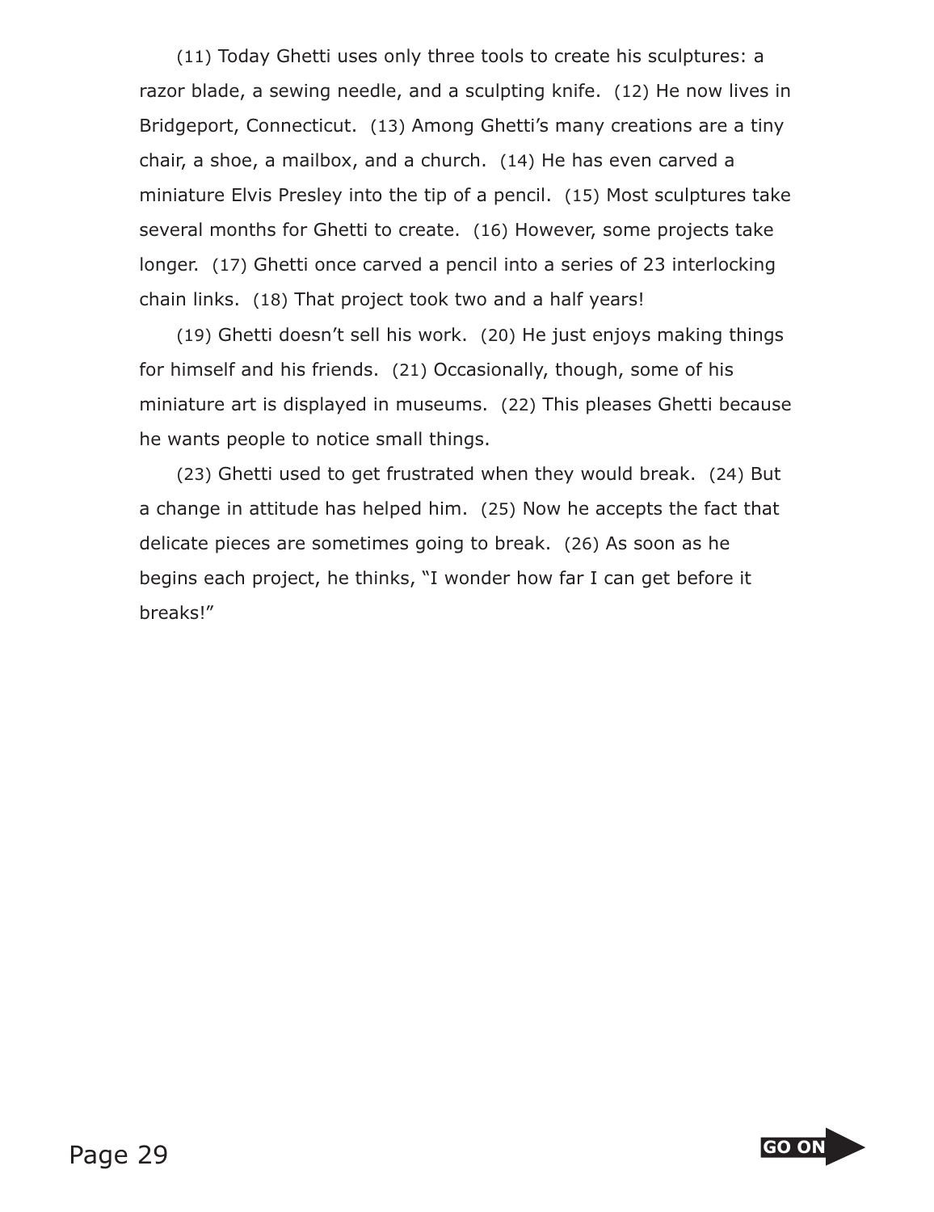(11) Today Ghetti uses only three tools to create his sculptures: a razor blade, a sewing needle, and a sculpting knife. (12) He now lives in Bridgeport, Connecticut. (13) Among Ghetti's many creations are a tiny chair, a shoe, a mailbox, and a church. (14) He has even carved a miniature Elvis Presley into the tip of a pencil. (15) Most sculptures take several months for Ghetti to create. (16) However, some projects take longer. (17) Ghetti once carved a pencil into a series of 23 interlocking chain links. (18) That project took two and a half years!

(19) Ghetti doesn't sell his work. (20) He just enjoys making things for himself and his friends. (21) Occasionally, though, some of his miniature art is displayed in museums. (22) This pleases Ghetti because he wants people to notice small things.

(23) Ghetti used to get frustrated when they would break. (24) But a change in attitude has helped him. (25) Now he accepts the fact that delicate pieces are sometimes going to break. (26) As soon as he begins each project, he thinks, "I wonder how far I can get before it breaks!"

GO ON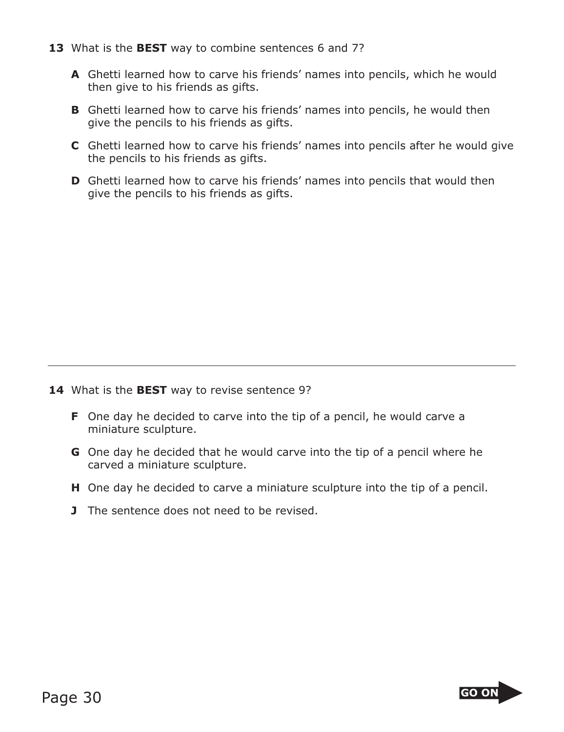**13** What is the **BEST** way to combine sentences 6 and 7?

**A** Ghetti learned how to carve his friends' names into pencils, which he would then give to his friends as gifts.

**B** Ghetti learned how to carve his friends' names into pencils, he would then give the pencils to his friends as gifts.

**C** Ghetti learned how to carve his friends' names into pencils after he would give the pencils to his friends as gifts.

**D** Ghetti learned how to carve his friends' names into pencils that would then give the pencils to his friends as gifts.

---

**14** What is the **BEST** way to revise sentence 9?

**F** One day he decided to carve into the tip of a pencil, he would carve a miniature sculpture.

**G** One day he decided that he would carve into the tip of a pencil where he carved a miniature sculpture.

**H** One day he decided to carve a miniature sculpture into the tip of a pencil.

**J** The sentence does not need to be revised.

GO ON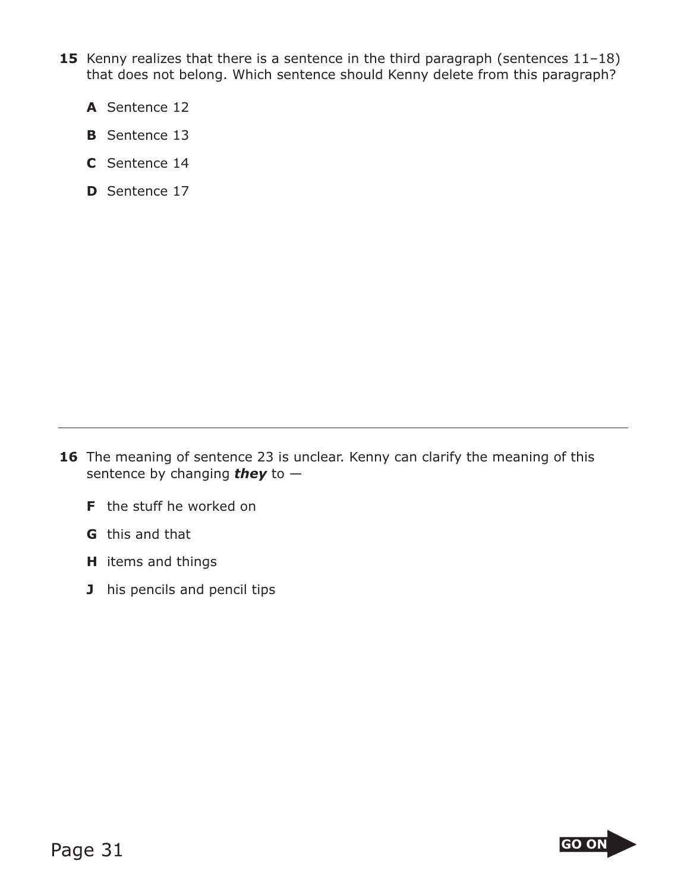**15** Kenny realizes that there is a sentence in the third paragraph (sentences 11–18) that does not belong. Which sentence should Kenny delete from this paragraph?

- **A** Sentence 12
- **B** Sentence 13
- **C** Sentence 14
- **D** Sentence 17

---

**16** The meaning of sentence 23 is unclear. Kenny can clarify the meaning of this sentence by changing ***they*** to —

- **F** the stuff he worked on
- **G** this and that
- **H** items and things
- **J** his pencils and pencil tips

GO ON